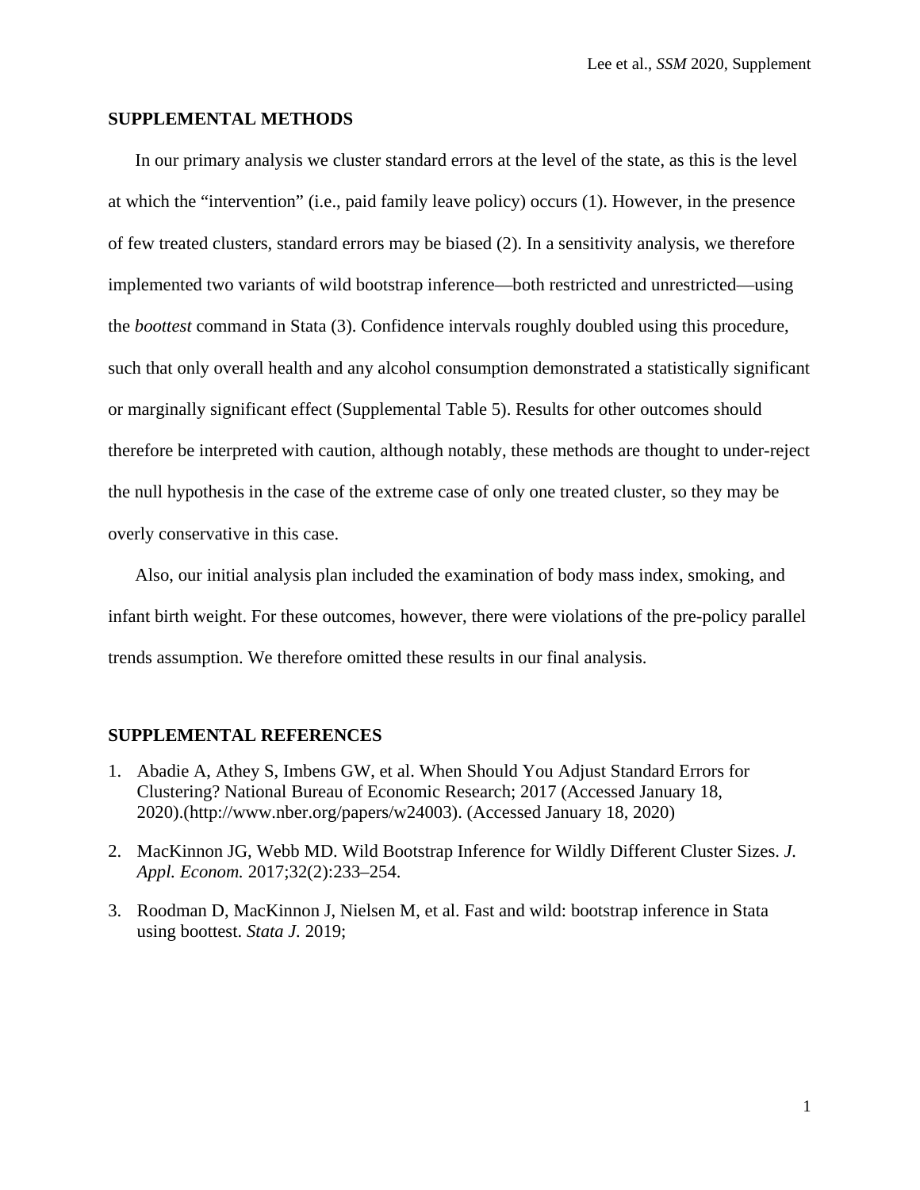## SUPPLEMENTAL METHODS

In our primary analysis we cluster standard errors at the level of the state, as this is the level at which the "intervention" (i.e., paid family leave policy) occurs (1). However, in the presence of few treated clusters, standard errors may be biased (2). In a sensitivity analysis, we therefore implemented two variants of wild bootstrap inference—both restricted and unrestricted—using the *boottest* command in Stata (3). Confidence intervals roughly doubled using this procedure, such that only overall health and any alcohol consumption demonstrated a statistically significant or marginally significant effect (Supplemental Table 5). Results for other outcomes should therefore be interpreted with caution, although notably, these methods are thought to under-reject the null hypothesis in the case of the extreme case of only one treated cluster, so they may be overly conservative in this case.

Also, our initial analysis plan included the examination of body mass index, smoking, and infant birth weight. For these outcomes, however, there were violations of the pre-policy parallel trends assumption. We therefore omitted these results in our final analysis.

## SUPPLEMENTAL REFERENCES

1. Abadie A, Athey S, Imbens GW, et al. When Should You Adjust Standard Errors for Clustering? National Bureau of Economic Research; 2017 (Accessed January 18, 2020).(http://www.nber.org/papers/w24003). (Accessed January 18, 2020)
2. MacKinnon JG, Webb MD. Wild Bootstrap Inference for Wildly Different Cluster Sizes. *J. Appl. Econom.* 2017;32(2):233–254.
3. Roodman D, MacKinnon J, Nielsen M, et al. Fast and wild: bootstrap inference in Stata using boottest. *Stata J.* 2019;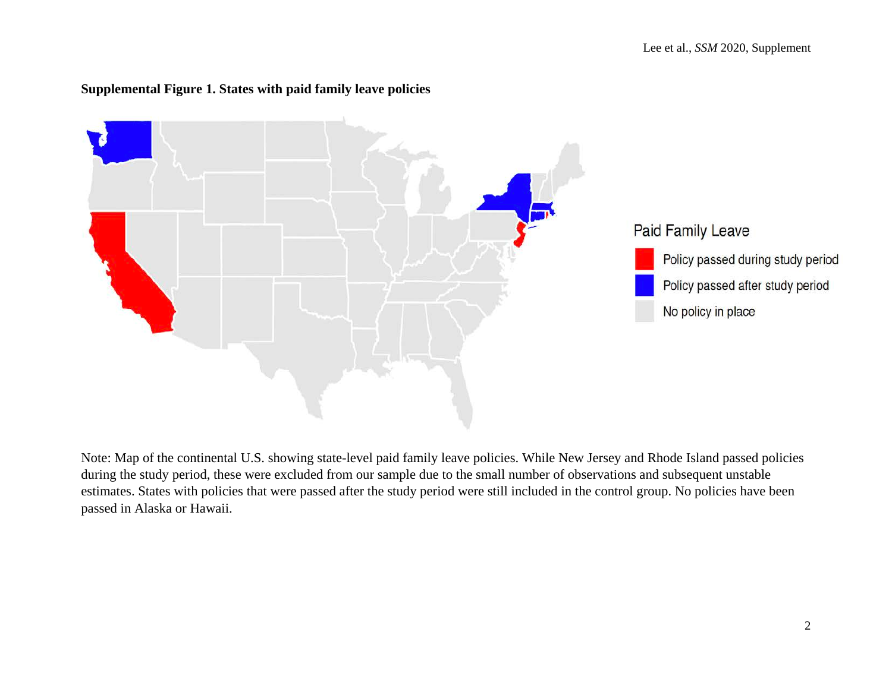**Supplemental Figure 1. States with paid family leave policies**

Paid Family Leave

- Policy passed during study period
- Policy passed after study period
- No policy in place

Note: Map of the continental U.S. showing state-level paid family leave policies. While New Jersey and Rhode Island passed policies during the study period, these were excluded from our sample due to the small number of observations and subsequent unstable estimates. States with policies that were passed after the study period were still included in the control group. No policies have been passed in Alaska or Hawaii.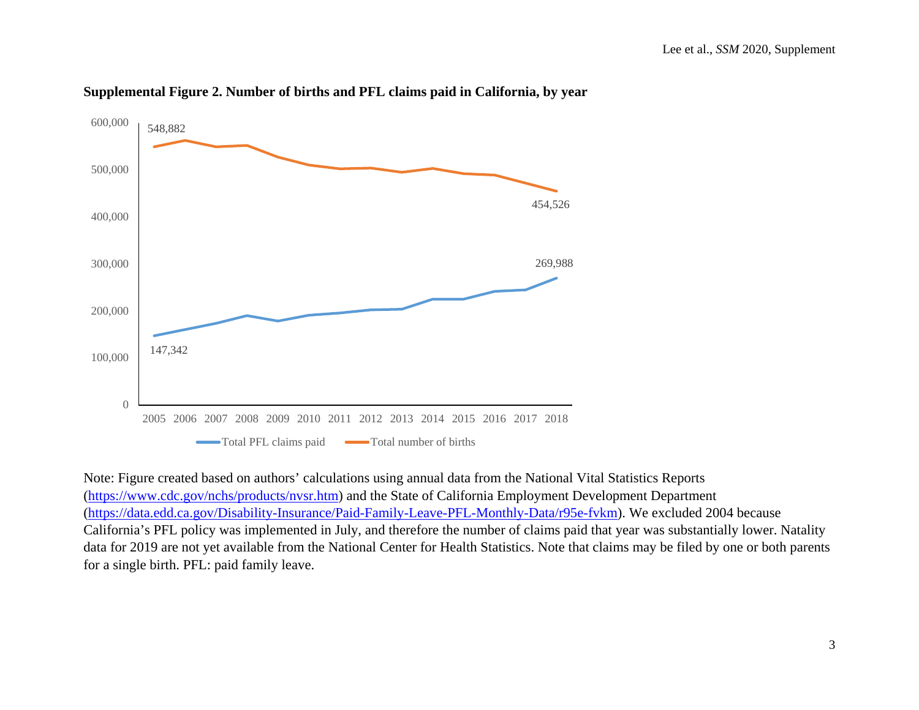**Supplemental Figure 2. Number of births and PFL claims paid in California, by year**

Note: Figure created based on authors' calculations using annual data from the National Vital Statistics Reports (https://www.cdc.gov/nchs/products/nvsr.htm) and the State of California Employment Development Department (https://data.edd.ca.gov/Disability-Insurance/Paid-Family-Leave-PFL-Monthly-Data/r95e-fvkm). We excluded 2004 because California's PFL policy was implemented in July, and therefore the number of claims paid that year was substantially lower. Natality data for 2019 are not yet available from the National Center for Health Statistics. Note that claims may be filed by one or both parents for a single birth. PFL: paid family leave.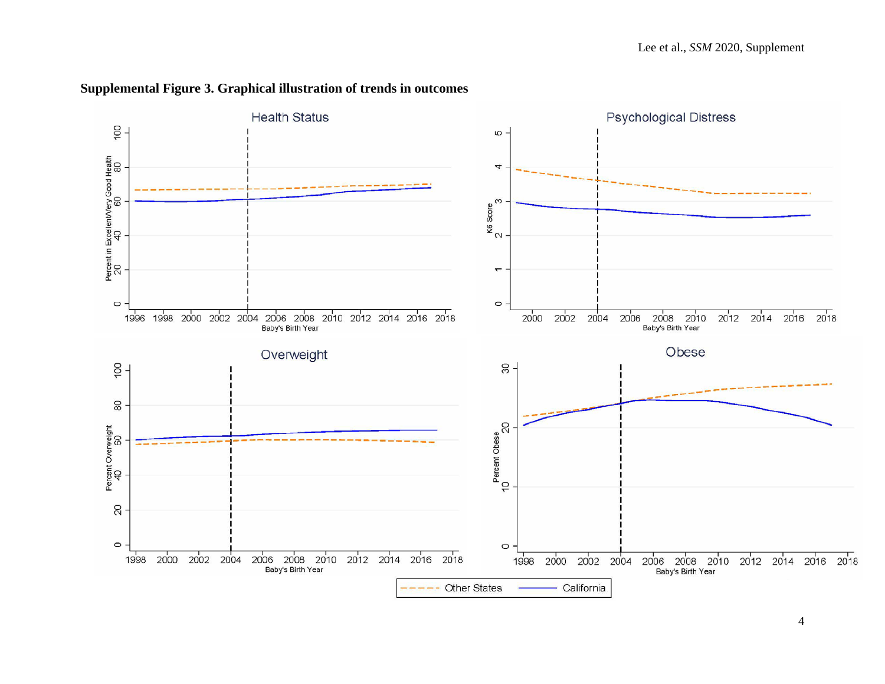**Supplemental Figure 3. Graphical illustration of trends in outcomes**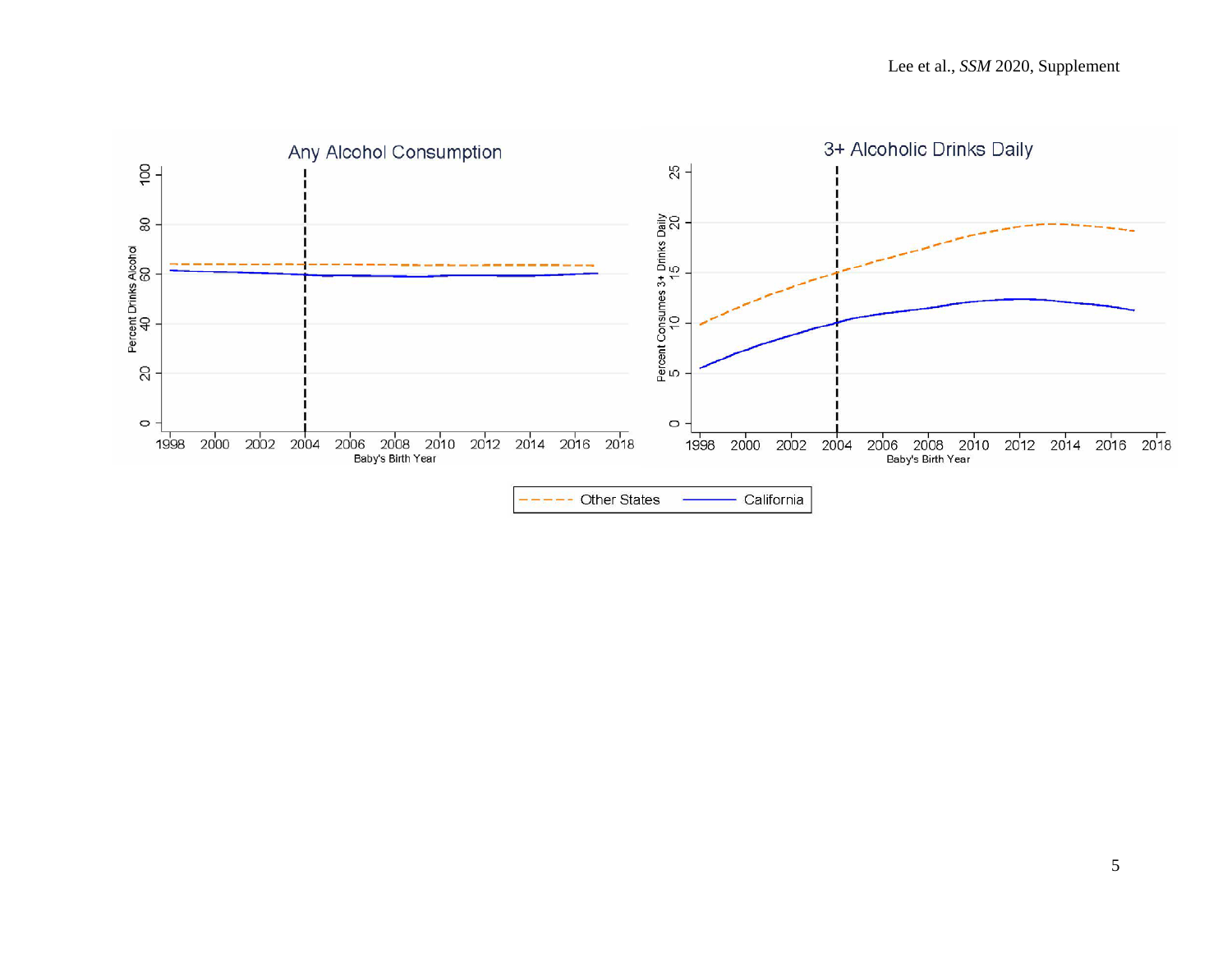**Any Alcohol Consumption**

Percent Drinks Alcohol

Baby's Birth Year

**3+ Alcoholic Drinks Daily**

Percent Consumes 3+ Drinks Daily

Baby's Birth Year

Other States — California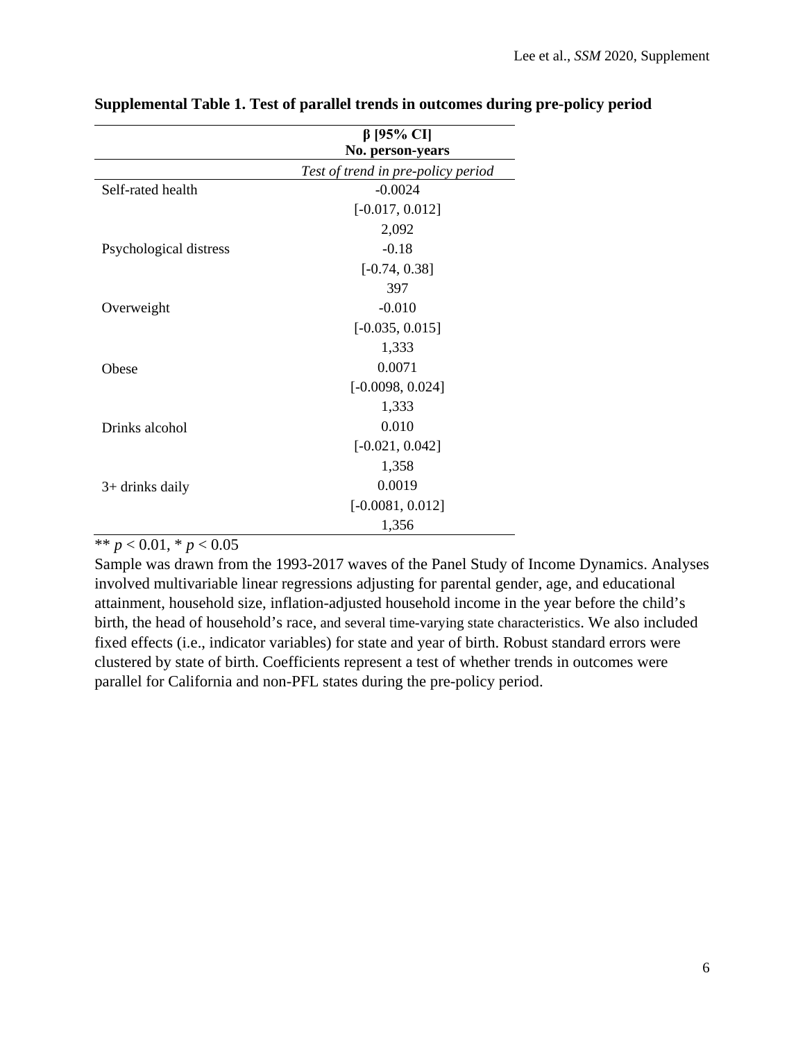**Supplemental Table 1. Test of parallel trends in outcomes during pre-policy period**

| | **β [95% CI]**<br>**No. person-years** |
|---|---|
| | *Test of trend in pre-policy period* |
| Self-rated health | -0.0024 |
| | [-0.017, 0.012] |
| | 2,092 |
| Psychological distress | -0.18 |
| | [-0.74, 0.38] |
| | 397 |
| Overweight | -0.010 |
| | [-0.035, 0.015] |
| | 1,333 |
| Obese | 0.0071 |
| | [-0.0098, 0.024] |
| | 1,333 |
| Drinks alcohol | 0.010 |
| | [-0.021, 0.042] |
| | 1,358 |
| 3+ drinks daily | 0.0019 |
| | [-0.0081, 0.012] |
| | 1,356 |

** $p < 0.01$, * $p < 0.05$

Sample was drawn from the 1993-2017 waves of the Panel Study of Income Dynamics. Analyses involved multivariable linear regressions adjusting for parental gender, age, and educational attainment, household size, inflation-adjusted household income in the year before the child's birth, the head of household's race, and several time-varying state characteristics. We also included fixed effects (i.e., indicator variables) for state and year of birth. Robust standard errors were clustered by state of birth. Coefficients represent a test of whether trends in outcomes were parallel for California and non-PFL states during the pre-policy period.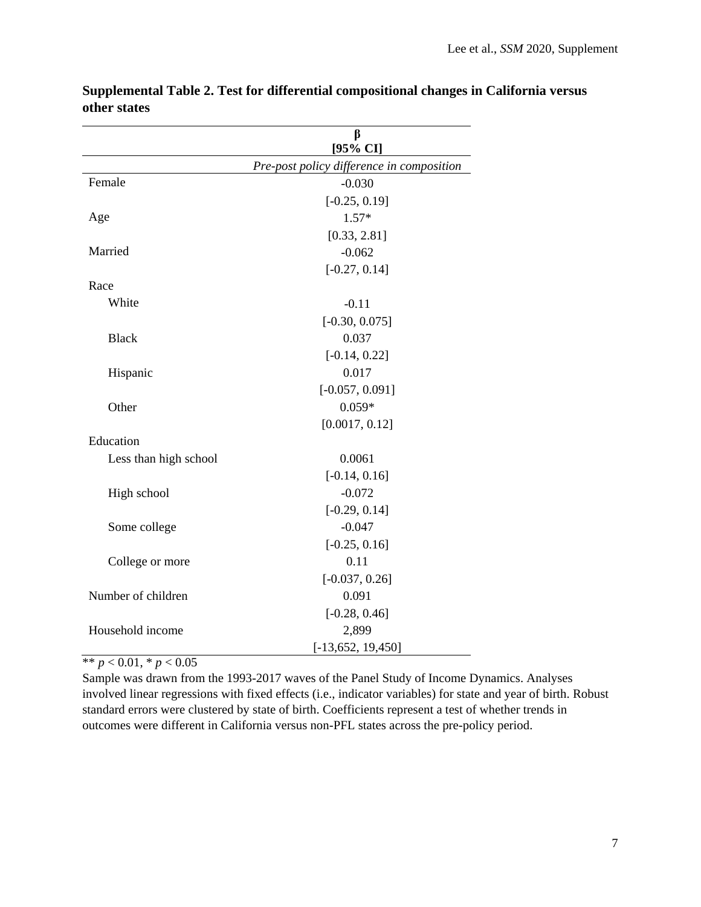**Supplemental Table 2. Test for differential compositional changes in California versus other states**

| | β [95% CI] |
|---|---|
| | *Pre-post policy difference in composition* |
| Female | -0.030 |
| | [-0.25, 0.19] |
| Age | 1.57* |
| | [0.33, 2.81] |
| Married | -0.062 |
| | [-0.27, 0.14] |
| Race | |
| White | -0.11 |
| | [-0.30, 0.075] |
| Black | 0.037 |
| | [-0.14, 0.22] |
| Hispanic | 0.017 |
| | [-0.057, 0.091] |
| Other | 0.059* |
| | [0.0017, 0.12] |
| Education | |
| Less than high school | 0.0061 |
| | [-0.14, 0.16] |
| High school | -0.072 |
| | [-0.29, 0.14] |
| Some college | -0.047 |
| | [-0.25, 0.16] |
| College or more | 0.11 |
| | [-0.037, 0.26] |
| Number of children | 0.091 |
| | [-0.28, 0.46] |
| Household income | 2,899 |
| | [-13,652, 19,450] |

** $p < 0.01$, * $p < 0.05$

Sample was drawn from the 1993-2017 waves of the Panel Study of Income Dynamics. Analyses involved linear regressions with fixed effects (i.e., indicator variables) for state and year of birth. Robust standard errors were clustered by state of birth. Coefficients represent a test of whether trends in outcomes were different in California versus non-PFL states across the pre-policy period.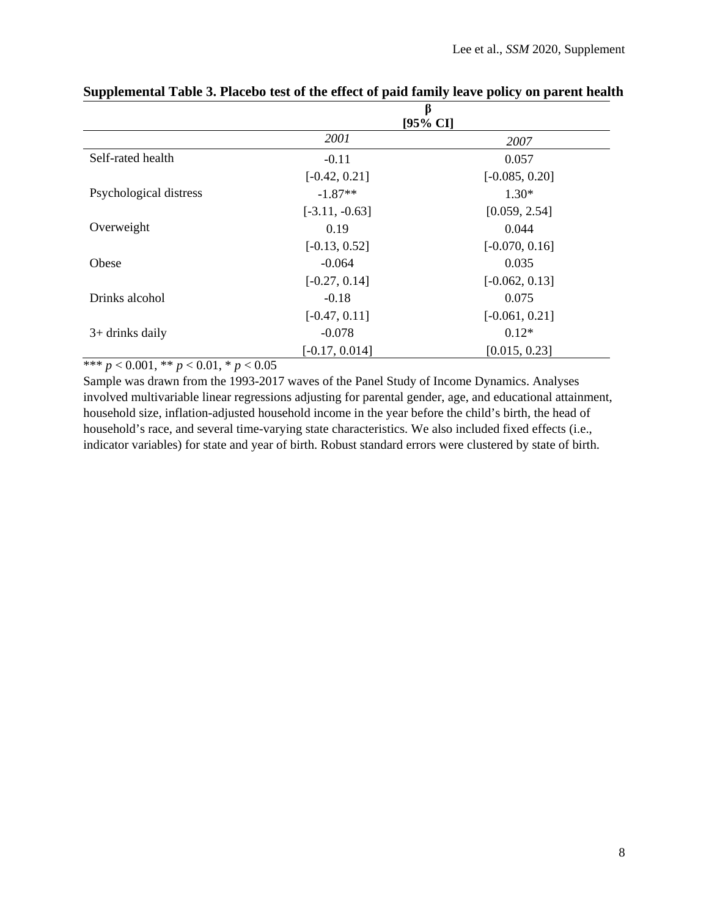**Supplemental Table 3. Placebo test of the effect of paid family leave policy on parent health**

| | β [95% CI] | |
|---|---|---|
| | *2001* | *2007* |
| Self-rated health | -0.11 | 0.057 |
| | [-0.42, 0.21] | [-0.085, 0.20] |
| Psychological distress | -1.87** | 1.30* |
| | [-3.11, -0.63] | [0.059, 2.54] |
| Overweight | 0.19 | 0.044 |
| | [-0.13, 0.52] | [-0.070, 0.16] |
| Obese | -0.064 | 0.035 |
| | [-0.27, 0.14] | [-0.062, 0.13] |
| Drinks alcohol | -0.18 | 0.075 |
| | [-0.47, 0.11] | [-0.061, 0.21] |
| 3+ drinks daily | -0.078 | 0.12* |
| | [-0.17, 0.014] | [0.015, 0.23] |

*** $p < 0.001$, ** $p < 0.01$, * $p < 0.05$

Sample was drawn from the 1993-2017 waves of the Panel Study of Income Dynamics. Analyses involved multivariable linear regressions adjusting for parental gender, age, and educational attainment, household size, inflation-adjusted household income in the year before the child's birth, the head of household's race, and several time-varying state characteristics. We also included fixed effects (i.e., indicator variables) for state and year of birth. Robust standard errors were clustered by state of birth.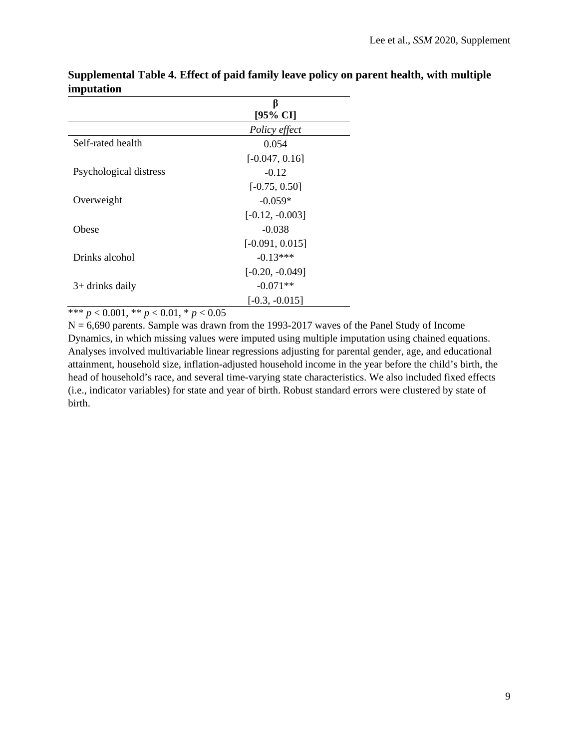**Supplemental Table 4. Effect of paid family leave policy on parent health, with multiple imputation**

| | β [95% CI] |
|---|---|
| | *Policy effect* |
| Self-rated health | 0.054 |
| | [-0.047, 0.16] |
| Psychological distress | -0.12 |
| | [-0.75, 0.50] |
| Overweight | -0.059* |
| | [-0.12, -0.003] |
| Obese | -0.038 |
| | [-0.091, 0.015] |
| Drinks alcohol | -0.13*** |
| | [-0.20, -0.049] |
| 3+ drinks daily | -0.071** |
| | [-0.3, -0.015] |

*** $p < 0.001$, ** $p < 0.01$, * $p < 0.05$

N = 6,690 parents. Sample was drawn from the 1993-2017 waves of the Panel Study of Income Dynamics, in which missing values were imputed using multiple imputation using chained equations. Analyses involved multivariable linear regressions adjusting for parental gender, age, and educational attainment, household size, inflation-adjusted household income in the year before the child's birth, the head of household's race, and several time-varying state characteristics. We also included fixed effects (i.e., indicator variables) for state and year of birth. Robust standard errors were clustered by state of birth.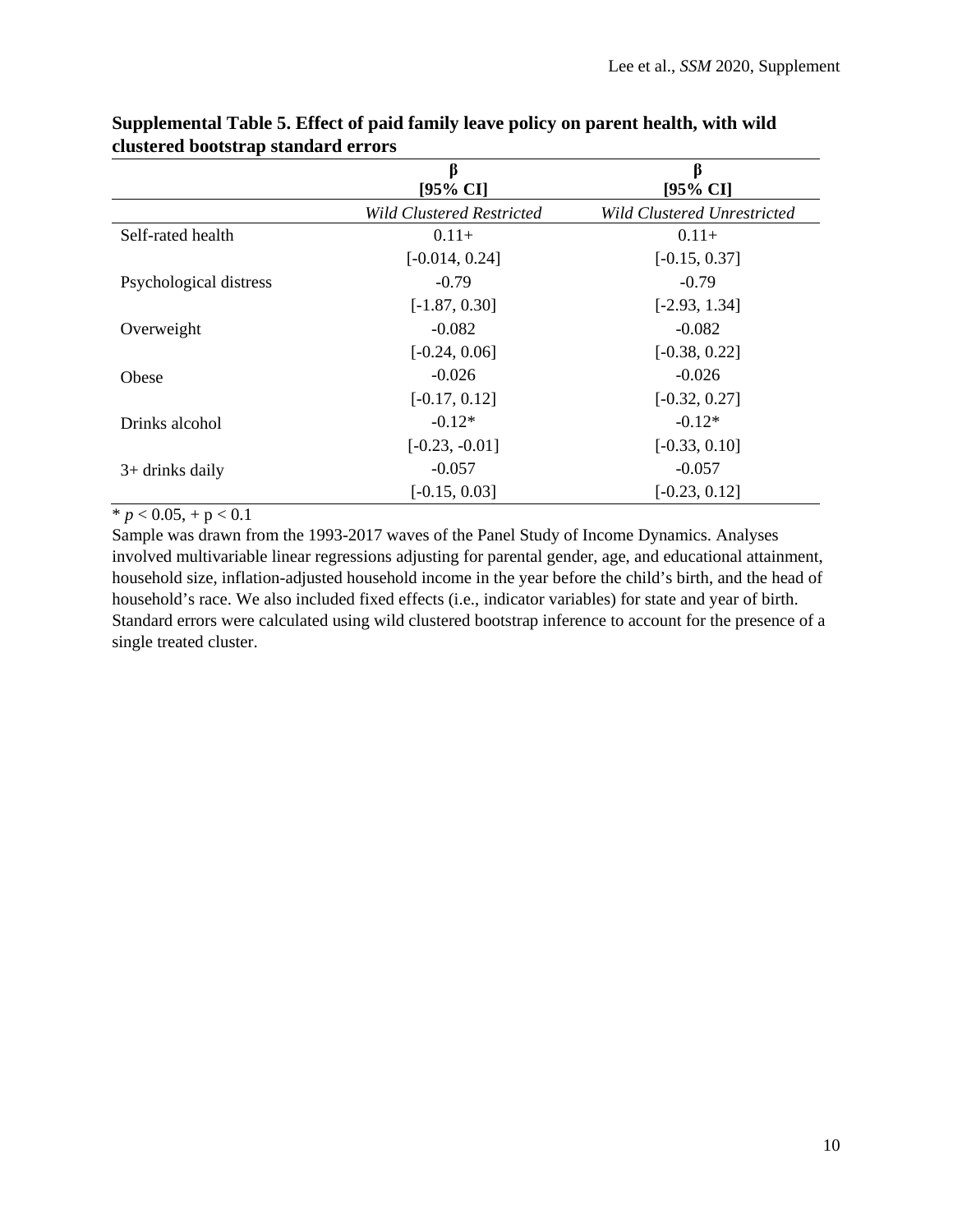**Supplemental Table 5. Effect of paid family leave policy on parent health, with wild clustered bootstrap standard errors**

| | β<br>[95% CI] | β<br>[95% CI] |
|---|---|---|
| | *Wild Clustered Restricted* | *Wild Clustered Unrestricted* |
| Self-rated health | 0.11+ | 0.11+ |
| | [-0.014, 0.24] | [-0.15, 0.37] |
| Psychological distress | -0.79 | -0.79 |
| | [-1.87, 0.30] | [-2.93, 1.34] |
| Overweight | -0.082 | -0.082 |
| | [-0.24, 0.06] | [-0.38, 0.22] |
| Obese | -0.026 | -0.026 |
| | [-0.17, 0.12] | [-0.32, 0.27] |
| Drinks alcohol | -0.12* | -0.12* |
| | [-0.23, -0.01] | [-0.33, 0.10] |
| 3+ drinks daily | -0.057 | -0.057 |
| | [-0.15, 0.03] | [-0.23, 0.12] |

* $p < 0.05$, + $p < 0.1$

Sample was drawn from the 1993-2017 waves of the Panel Study of Income Dynamics. Analyses involved multivariable linear regressions adjusting for parental gender, age, and educational attainment, household size, inflation-adjusted household income in the year before the child's birth, and the head of household's race. We also included fixed effects (i.e., indicator variables) for state and year of birth. Standard errors were calculated using wild clustered bootstrap inference to account for the presence of a single treated cluster.